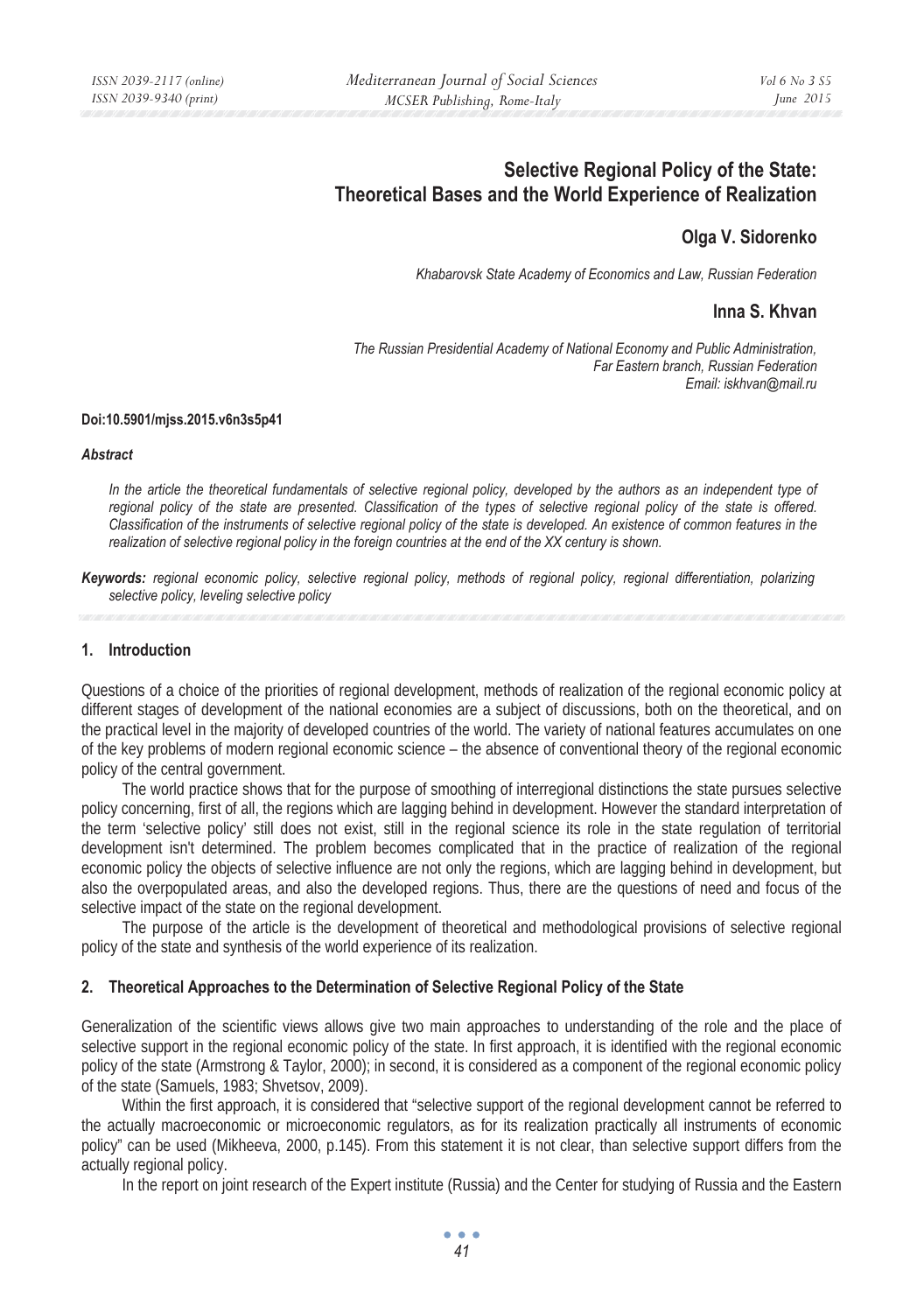# Selective Regional Policy of the State: Theoretical Bases and the World Experience of Realization

**Olga V. Sidorenko**

*Khabarovsk State Academy of Economics and Law, Russian Federation*

**Inna S. Khvan**

*The Russian Presidential Academy of National Economy and Public Administration, Far Eastern branch, Russian Federation*
*Email: iskhvan@mail.ru*

**Doi:10.5901/mjss.2015.v6n3s5p41**

***Abstract***

*In the article the theoretical fundamentals of selective regional policy, developed by the authors as an independent type of regional policy of the state are presented. Classification of the types of selective regional policy of the state is offered. Classification of the instruments of selective regional policy of the state is developed. An existence of common features in the realization of selective regional policy in the foreign countries at the end of the XX century is shown.*

***Keywords:*** *regional economic policy, selective regional policy, methods of regional policy, regional differentiation, polarizing selective policy, leveling selective policy*

## 1. Introduction

Questions of a choice of the priorities of regional development, methods of realization of the regional economic policy at different stages of development of the national economies are a subject of discussions, both on the theoretical, and on the practical level in the majority of developed countries of the world. The variety of national features accumulates on one of the key problems of modern regional economic science – the absence of conventional theory of the regional economic policy of the central government.

The world practice shows that for the purpose of smoothing of interregional distinctions the state pursues selective policy concerning, first of all, the regions which are lagging behind in development. However the standard interpretation of the term 'selective policy' still does not exist, still in the regional science its role in the state regulation of territorial development isn't determined. The problem becomes complicated that in the practice of realization of the regional economic policy the objects of selective influence are not only the regions, which are lagging behind in development, but also the overpopulated areas, and also the developed regions. Thus, there are the questions of need and focus of the selective impact of the state on the regional development.

The purpose of the article is the development of theoretical and methodological provisions of selective regional policy of the state and synthesis of the world experience of its realization.

## 2. Theoretical Approaches to the Determination of Selective Regional Policy of the State

Generalization of the scientific views allows give two main approaches to understanding of the role and the place of selective support in the regional economic policy of the state. In first approach, it is identified with the regional economic policy of the state (Armstrong & Taylor, 2000); in second, it is considered as a component of the regional economic policy of the state (Samuels, 1983; Shvetsov, 2009).

Within the first approach, it is considered that "selective support of the regional development cannot be referred to the actually macroeconomic or microeconomic regulators, as for its realization practically all instruments of economic policy" can be used (Mikheeva, 2000, p.145). From this statement it is not clear, than selective support differs from the actually regional policy.

In the report on joint research of the Expert institute (Russia) and the Center for studying of Russia and the Eastern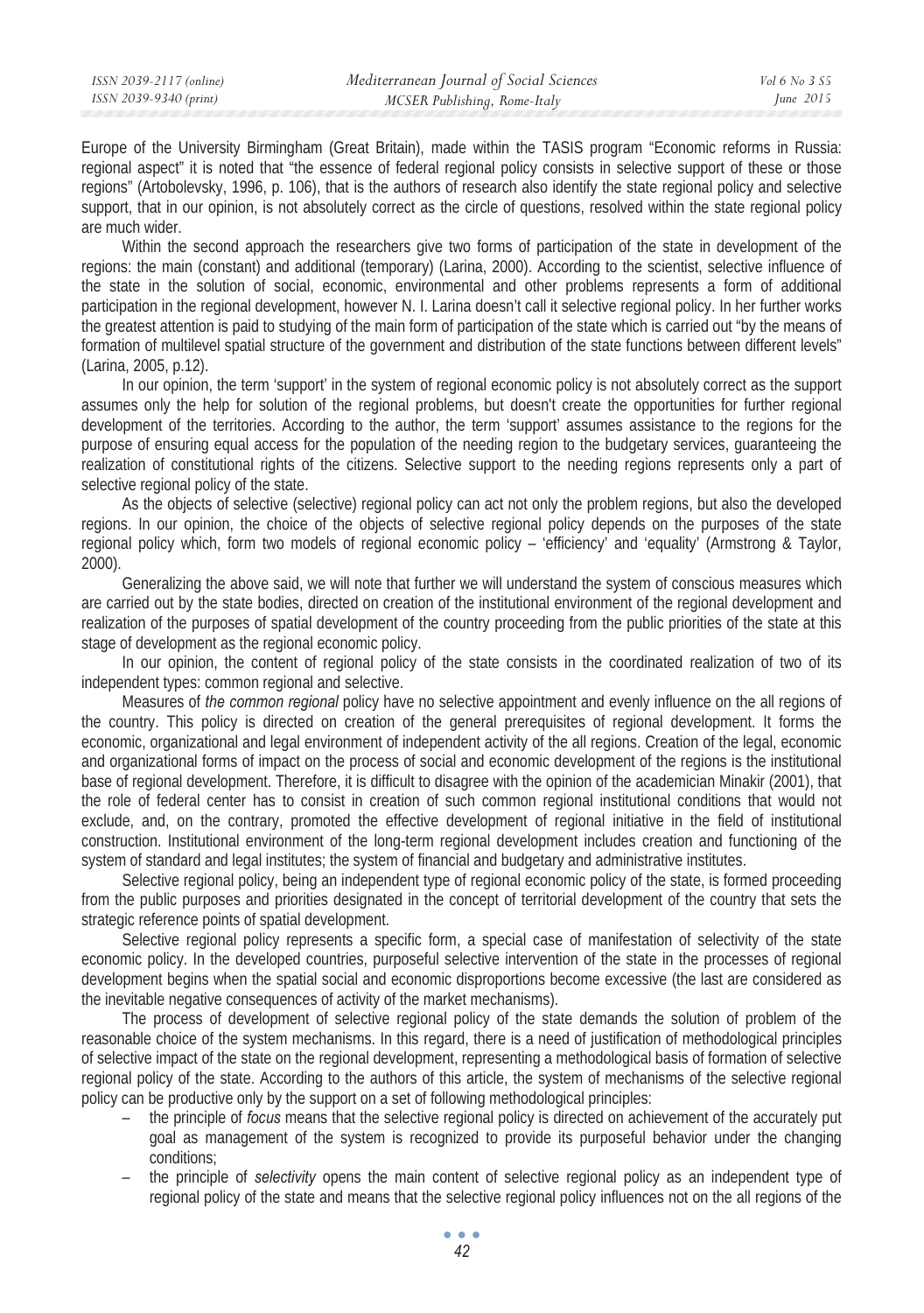Europe of the University Birmingham (Great Britain), made within the TASIS program "Economic reforms in Russia: regional aspect" it is noted that "the essence of federal regional policy consists in selective support of these or those regions" (Artobolevsky, 1996, p. 106), that is the authors of research also identify the state regional policy and selective support, that in our opinion, is not absolutely correct as the circle of questions, resolved within the state regional policy are much wider.

Within the second approach the researchers give two forms of participation of the state in development of the regions: the main (constant) and additional (temporary) (Larina, 2000). According to the scientist, selective influence of the state in the solution of social, economic, environmental and other problems represents a form of additional participation in the regional development, however N. I. Larina doesn't call it selective regional policy. In her further works the greatest attention is paid to studying of the main form of participation of the state which is carried out "by the means of formation of multilevel spatial structure of the government and distribution of the state functions between different levels" (Larina, 2005, p.12).

In our opinion, the term 'support' in the system of regional economic policy is not absolutely correct as the support assumes only the help for solution of the regional problems, but doesn't create the opportunities for further regional development of the territories. According to the author, the term 'support' assumes assistance to the regions for the purpose of ensuring equal access for the population of the needing region to the budgetary services, guaranteeing the realization of constitutional rights of the citizens. Selective support to the needing regions represents only a part of selective regional policy of the state.

As the objects of selective (selective) regional policy can act not only the problem regions, but also the developed regions. In our opinion, the choice of the objects of selective regional policy depends on the purposes of the state regional policy which, form two models of regional economic policy – 'efficiency' and 'equality' (Armstrong & Taylor, 2000).

Generalizing the above said, we will note that further we will understand the system of conscious measures which are carried out by the state bodies, directed on creation of the institutional environment of the regional development and realization of the purposes of spatial development of the country proceeding from the public priorities of the state at this stage of development as the regional economic policy.

In our opinion, the content of regional policy of the state consists in the coordinated realization of two of its independent types: common regional and selective.

Measures of *the common regional* policy have no selective appointment and evenly influence on the all regions of the country. This policy is directed on creation of the general prerequisites of regional development. It forms the economic, organizational and legal environment of independent activity of the all regions. Creation of the legal, economic and organizational forms of impact on the process of social and economic development of the regions is the institutional base of regional development. Therefore, it is difficult to disagree with the opinion of the academician Minakir (2001), that the role of federal center has to consist in creation of such common regional institutional conditions that would not exclude, and, on the contrary, promoted the effective development of regional initiative in the field of institutional construction. Institutional environment of the long-term regional development includes creation and functioning of the system of standard and legal institutes; the system of financial and budgetary and administrative institutes.

Selective regional policy, being an independent type of regional economic policy of the state, is formed proceeding from the public purposes and priorities designated in the concept of territorial development of the country that sets the strategic reference points of spatial development.

Selective regional policy represents a specific form, a special case of manifestation of selectivity of the state economic policy. In the developed countries, purposeful selective intervention of the state in the processes of regional development begins when the spatial social and economic disproportions become excessive (the last are considered as the inevitable negative consequences of activity of the market mechanisms).

The process of development of selective regional policy of the state demands the solution of problem of the reasonable choice of the system mechanisms. In this regard, there is a need of justification of methodological principles of selective impact of the state on the regional development, representing a methodological basis of formation of selective regional policy of the state. According to the authors of this article, the system of mechanisms of the selective regional policy can be productive only by the support on a set of following methodological principles:

- the principle of *focus* means that the selective regional policy is directed on achievement of the accurately put goal as management of the system is recognized to provide its purposeful behavior under the changing conditions;
- the principle of *selectivity* opens the main content of selective regional policy as an independent type of regional policy of the state and means that the selective regional policy influences not on the all regions of the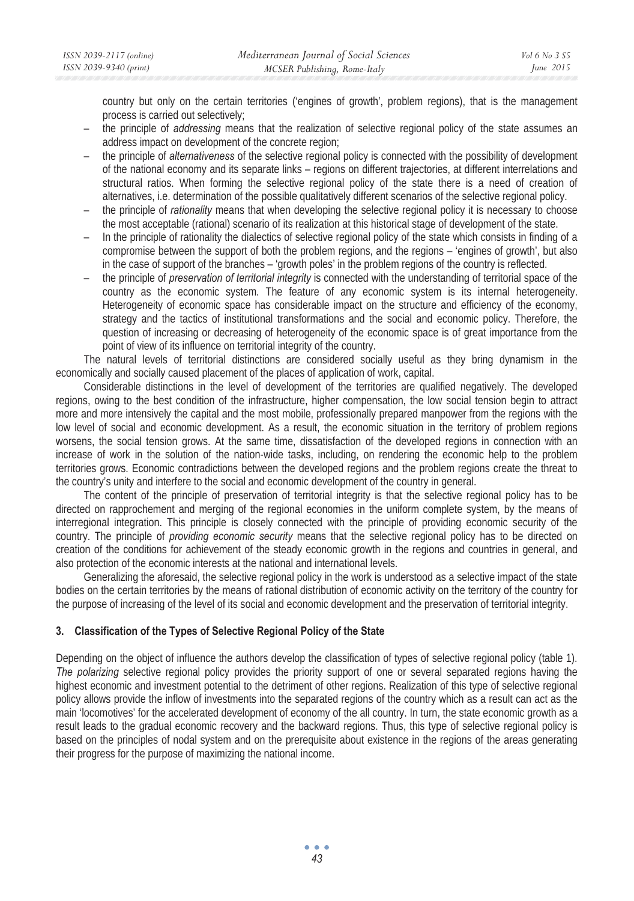country but only on the certain territories ('engines of growth', problem regions), that is the management process is carried out selectively;

- the principle of *addressing* means that the realization of selective regional policy of the state assumes an address impact on development of the concrete region;
- the principle of *alternativeness* of the selective regional policy is connected with the possibility of development of the national economy and its separate links – regions on different trajectories, at different interrelations and structural ratios. When forming the selective regional policy of the state there is a need of creation of alternatives, i.e. determination of the possible qualitatively different scenarios of the selective regional policy.
- the principle of *rationality* means that when developing the selective regional policy it is necessary to choose the most acceptable (rational) scenario of its realization at this historical stage of development of the state.
- In the principle of rationality the dialectics of selective regional policy of the state which consists in finding of a compromise between the support of both the problem regions, and the regions – 'engines of growth', but also in the case of support of the branches – 'growth poles' in the problem regions of the country is reflected.
- the principle of *preservation of territorial integrity* is connected with the understanding of territorial space of the country as the economic system. The feature of any economic system is its internal heterogeneity. Heterogeneity of economic space has considerable impact on the structure and efficiency of the economy, strategy and the tactics of institutional transformations and the social and economic policy. Therefore, the question of increasing or decreasing of heterogeneity of the economic space is of great importance from the point of view of its influence on territorial integrity of the country.

The natural levels of territorial distinctions are considered socially useful as they bring dynamism in the economically and socially caused placement of the places of application of work, capital.

Considerable distinctions in the level of development of the territories are qualified negatively. The developed regions, owing to the best condition of the infrastructure, higher compensation, the low social tension begin to attract more and more intensively the capital and the most mobile, professionally prepared manpower from the regions with the low level of social and economic development. As a result, the economic situation in the territory of problem regions worsens, the social tension grows. At the same time, dissatisfaction of the developed regions in connection with an increase of work in the solution of the nation-wide tasks, including, on rendering the economic help to the problem territories grows. Economic contradictions between the developed regions and the problem regions create the threat to the country's unity and interfere to the social and economic development of the country in general.

The content of the principle of preservation of territorial integrity is that the selective regional policy has to be directed on rapprochement and merging of the regional economies in the uniform complete system, by the means of interregional integration. This principle is closely connected with the principle of providing economic security of the country. The principle of *providing economic security* means that the selective regional policy has to be directed on creation of the conditions for achievement of the steady economic growth in the regions and countries in general, and also protection of the economic interests at the national and international levels.

Generalizing the aforesaid, the selective regional policy in the work is understood as a selective impact of the state bodies on the certain territories by the means of rational distribution of economic activity on the territory of the country for the purpose of increasing of the level of its social and economic development and the preservation of territorial integrity.

## 3. Classification of the Types of Selective Regional Policy of the State

Depending on the object of influence the authors develop the classification of types of selective regional policy (table 1). *The polarizing* selective regional policy provides the priority support of one or several separated regions having the highest economic and investment potential to the detriment of other regions. Realization of this type of selective regional policy allows provide the inflow of investments into the separated regions of the country which as a result can act as the main 'locomotives' for the accelerated development of economy of the all country. In turn, the state economic growth as a result leads to the gradual economic recovery and the backward regions. Thus, this type of selective regional policy is based on the principles of nodal system and on the prerequisite about existence in the regions of the areas generating their progress for the purpose of maximizing the national income.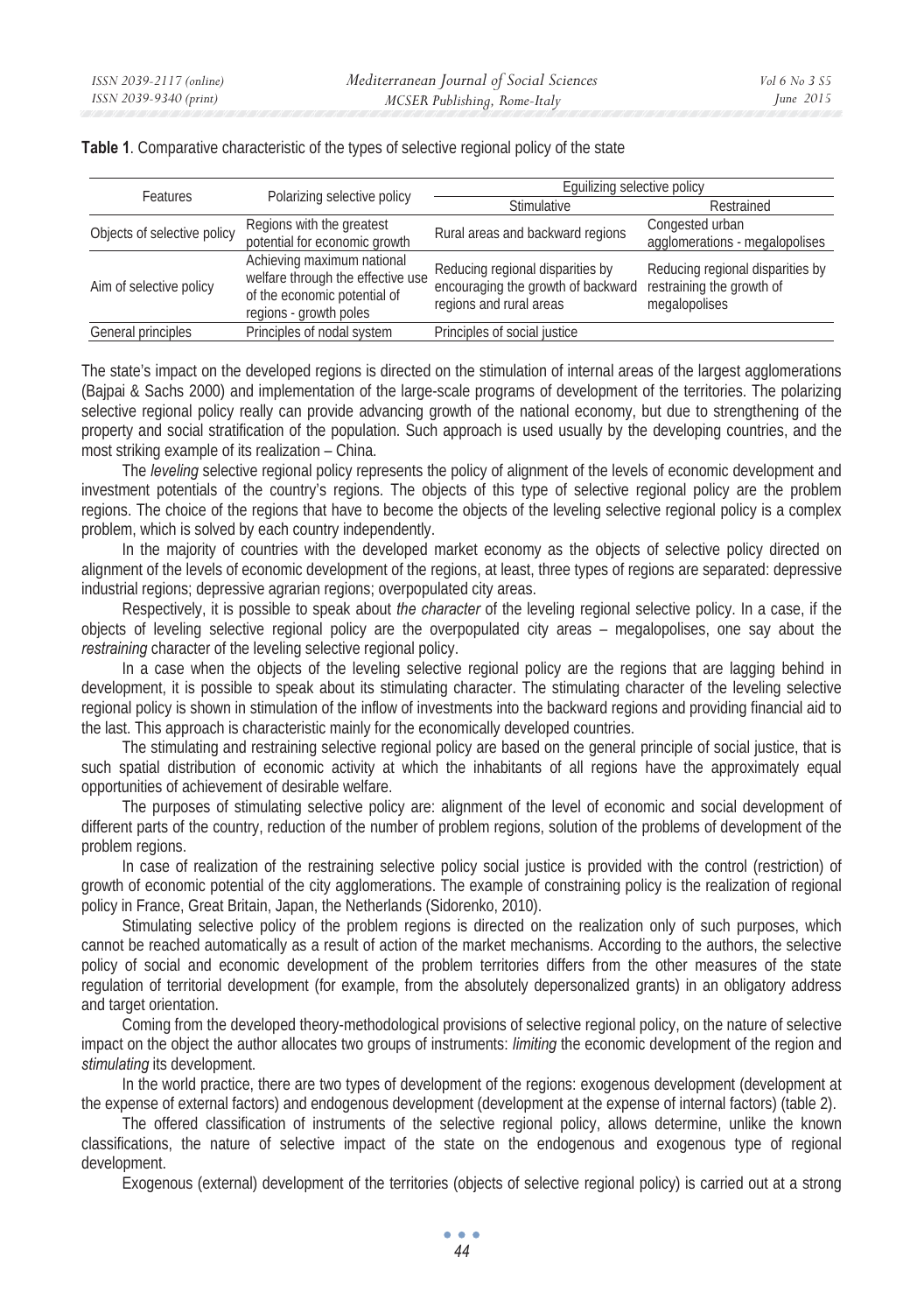**Table 1**. Comparative characteristic of the types of selective regional policy of the state

| Features | Polarizing selective policy | Equilizing selective policy | |
|---|---|---|---|
| | | Stimulative | Restrained |
| Objects of selective policy | Regions with the greatest potential for economic growth | Rural areas and backward regions | Congested urban agglomerations - megalopolises |
| Aim of selective policy | Achieving maximum national welfare through the effective use of the economic potential of regions - growth poles | Reducing regional disparities by encouraging the growth of backward regions and rural areas | Reducing regional disparities by restraining the growth of megalopolises |
| General principles | Principles of nodal system | Principles of social justice | |

The state's impact on the developed regions is directed on the stimulation of internal areas of the largest agglomerations (Bajpai & Sachs 2000) and implementation of the large-scale programs of development of the territories. The polarizing selective regional policy really can provide advancing growth of the national economy, but due to strengthening of the property and social stratification of the population. Such approach is used usually by the developing countries, and the most striking example of its realization – China.

The *leveling* selective regional policy represents the policy of alignment of the levels of economic development and investment potentials of the country's regions. The objects of this type of selective regional policy are the problem regions. The choice of the regions that have to become the objects of the leveling selective regional policy is a complex problem, which is solved by each country independently.

In the majority of countries with the developed market economy as the objects of selective policy directed on alignment of the levels of economic development of the regions, at least, three types of regions are separated: depressive industrial regions; depressive agrarian regions; overpopulated city areas.

Respectively, it is possible to speak about *the character* of the leveling regional selective policy. In a case, if the objects of leveling selective regional policy are the overpopulated city areas – megalopolises, one say about the *restraining* character of the leveling selective regional policy.

In a case when the objects of the leveling selective regional policy are the regions that are lagging behind in development, it is possible to speak about its stimulating character. The stimulating character of the leveling selective regional policy is shown in stimulation of the inflow of investments into the backward regions and providing financial aid to the last. This approach is characteristic mainly for the economically developed countries.

The stimulating and restraining selective regional policy are based on the general principle of social justice, that is such spatial distribution of economic activity at which the inhabitants of all regions have the approximately equal opportunities of achievement of desirable welfare.

The purposes of stimulating selective policy are: alignment of the level of economic and social development of different parts of the country, reduction of the number of problem regions, solution of the problems of development of the problem regions.

In case of realization of the restraining selective policy social justice is provided with the control (restriction) of growth of economic potential of the city agglomerations. The example of constraining policy is the realization of regional policy in France, Great Britain, Japan, the Netherlands (Sidorenko, 2010).

Stimulating selective policy of the problem regions is directed on the realization only of such purposes, which cannot be reached automatically as a result of action of the market mechanisms. According to the authors, the selective policy of social and economic development of the problem territories differs from the other measures of the state regulation of territorial development (for example, from the absolutely depersonalized grants) in an obligatory address and target orientation.

Coming from the developed theory-methodological provisions of selective regional policy, on the nature of selective impact on the object the author allocates two groups of instruments: *limiting* the economic development of the region and *stimulating* its development.

In the world practice, there are two types of development of the regions: exogenous development (development at the expense of external factors) and endogenous development (development at the expense of internal factors) (table 2).

The offered classification of instruments of the selective regional policy, allows determine, unlike the known classifications, the nature of selective impact of the state on the endogenous and exogenous type of regional development.

Exogenous (external) development of the territories (objects of selective regional policy) is carried out at a strong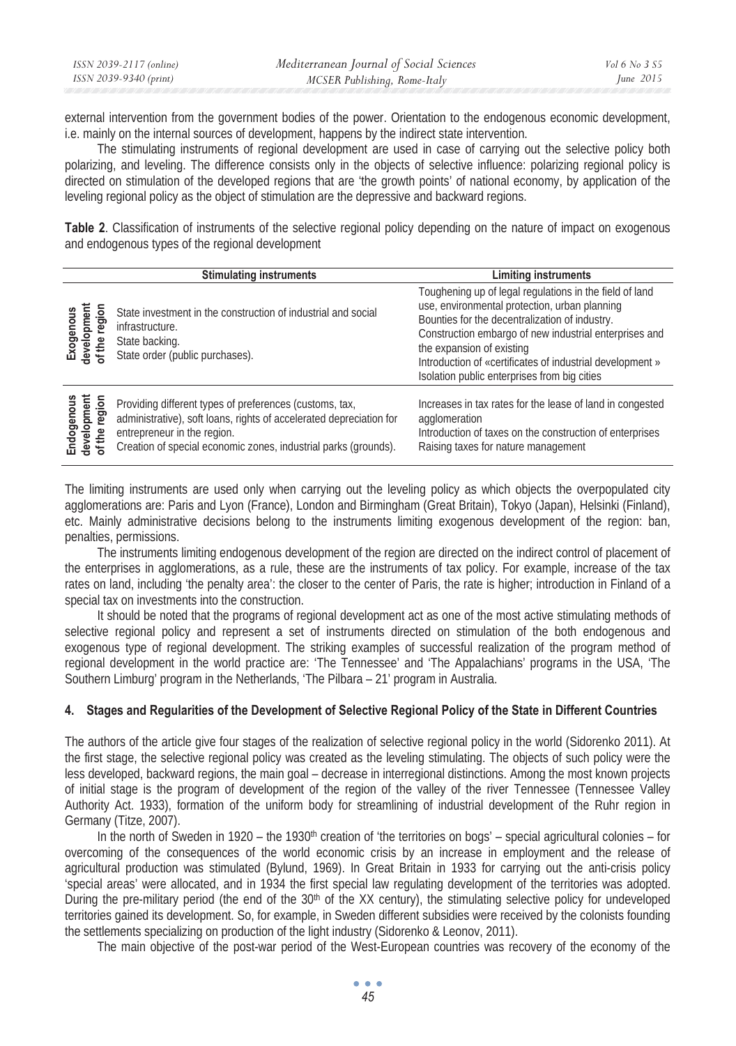external intervention from the government bodies of the power. Orientation to the endogenous economic development, i.e. mainly on the internal sources of development, happens by the indirect state intervention.

The stimulating instruments of regional development are used in case of carrying out the selective policy both polarizing, and leveling. The difference consists only in the objects of selective influence: polarizing regional policy is directed on stimulation of the developed regions that are 'the growth points' of national economy, by application of the leveling regional policy as the object of stimulation are the depressive and backward regions.

**Table 2**. Classification of instruments of the selective regional policy depending on the nature of impact on exogenous and endogenous types of the regional development

| | Stimulating instruments | Limiting instruments |
|---|---|---|
| **Exogenous development of the region** | State investment in the construction of industrial and social infrastructure.<br>State backing.<br>State order (public purchases). | Toughening up of legal regulations in the field of land use, environmental protection, urban planning<br>Bounties for the decentralization of industry.<br>Construction embargo of new industrial enterprises and the expansion of existing<br>Introduction of «certificates of industrial development »<br>Isolation public enterprises from big cities |
| **Endogenous development of the region** | Providing different types of preferences (customs, tax, administrative), soft loans, rights of accelerated depreciation for entrepreneur in the region.<br>Creation of special economic zones, industrial parks (grounds). | Increases in tax rates for the lease of land in congested agglomeration<br>Introduction of taxes on the construction of enterprises<br>Raising taxes for nature management |

The limiting instruments are used only when carrying out the leveling policy as which objects the overpopulated city agglomerations are: Paris and Lyon (France), London and Birmingham (Great Britain), Tokyo (Japan), Helsinki (Finland), etc. Mainly administrative decisions belong to the instruments limiting exogenous development of the region: ban, penalties, permissions.

The instruments limiting endogenous development of the region are directed on the indirect control of placement of the enterprises in agglomerations, as a rule, these are the instruments of tax policy. For example, increase of the tax rates on land, including 'the penalty area': the closer to the center of Paris, the rate is higher; introduction in Finland of a special tax on investments into the construction.

It should be noted that the programs of regional development act as one of the most active stimulating methods of selective regional policy and represent a set of instruments directed on stimulation of the both endogenous and exogenous type of regional development. The striking examples of successful realization of the program method of regional development in the world practice are: 'The Tennessee' and 'The Appalachians' programs in the USA, 'The Southern Limburg' program in the Netherlands, 'The Pilbara – 21' program in Australia.

## 4. Stages and Regularities of the Development of Selective Regional Policy of the State in Different Countries

The authors of the article give four stages of the realization of selective regional policy in the world (Sidorenko 2011). At the first stage, the selective regional policy was created as the leveling stimulating. The objects of such policy were the less developed, backward regions, the main goal – decrease in interregional distinctions. Among the most known projects of initial stage is the program of development of the region of the valley of the river Tennessee (Tennessee Valley Authority Act. 1933), formation of the uniform body for streamlining of industrial development of the Ruhr region in Germany (Titze, 2007).

In the north of Sweden in 1920 – the 1930th creation of 'the territories on bogs' – special agricultural colonies – for overcoming of the consequences of the world economic crisis by an increase in employment and the release of agricultural production was stimulated (Bylund, 1969). In Great Britain in 1933 for carrying out the anti-crisis policy 'special areas' were allocated, and in 1934 the first special law regulating development of the territories was adopted. During the pre-military period (the end of the 30th of the XX century), the stimulating selective policy for undeveloped territories gained its development. So, for example, in Sweden different subsidies were received by the colonists founding the settlements specializing on production of the light industry (Sidorenko & Leonov, 2011).

The main objective of the post-war period of the West-European countries was recovery of the economy of the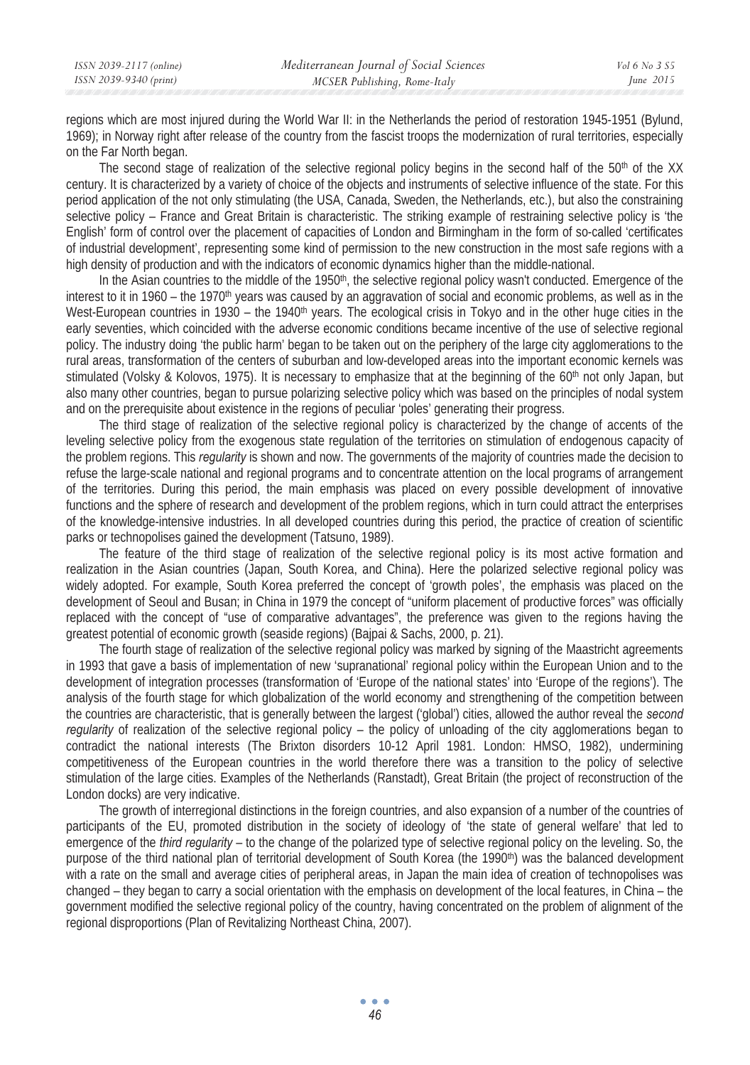regions which are most injured during the World War II: in the Netherlands the period of restoration 1945-1951 (Bylund, 1969); in Norway right after release of the country from the fascist troops the modernization of rural territories, especially on the Far North began.

The second stage of realization of the selective regional policy begins in the second half of the 50th of the XX century. It is characterized by a variety of choice of the objects and instruments of selective influence of the state. For this period application of the not only stimulating (the USA, Canada, Sweden, the Netherlands, etc.), but also the constraining selective policy – France and Great Britain is characteristic. The striking example of restraining selective policy is 'the English' form of control over the placement of capacities of London and Birmingham in the form of so-called 'certificates of industrial development', representing some kind of permission to the new construction in the most safe regions with a high density of production and with the indicators of economic dynamics higher than the middle-national.

In the Asian countries to the middle of the 1950th, the selective regional policy wasn't conducted. Emergence of the interest to it in 1960 – the 1970th years was caused by an aggravation of social and economic problems, as well as in the West-European countries in 1930 – the 1940th years. The ecological crisis in Tokyo and in the other huge cities in the early seventies, which coincided with the adverse economic conditions became incentive of the use of selective regional policy. The industry doing 'the public harm' began to be taken out on the periphery of the large city agglomerations to the rural areas, transformation of the centers of suburban and low-developed areas into the important economic kernels was stimulated (Volsky & Kolovos, 1975). It is necessary to emphasize that at the beginning of the 60th not only Japan, but also many other countries, began to pursue polarizing selective policy which was based on the principles of nodal system and on the prerequisite about existence in the regions of peculiar 'poles' generating their progress.

The third stage of realization of the selective state regional policy is characterized by the change of accents of the leveling selective policy from the exogenous state regulation of the territories on stimulation of endogenous capacity of the problem regions. This *regularity* is shown and now. The governments of the majority of countries made the decision to refuse the large-scale national and regional programs and to concentrate attention on the local programs of arrangement of the territories. During this period, the main emphasis was placed on every possible development of innovative functions and the sphere of research and development of the problem regions, which in turn could attract the enterprises of the knowledge-intensive industries. In all developed countries during this period, the practice of creation of scientific parks or technopolises gained the development (Tatsuno, 1989).

The feature of the third stage of realization of the selective regional policy is its most active formation and realization in the Asian countries (Japan, South Korea, and China). Here the polarized selective regional policy was widely adopted. For example, South Korea preferred the concept of 'growth poles', the emphasis was placed on the development of Seoul and Busan; in China in 1979 the concept of "uniform placement of productive forces" was officially replaced with the concept of "use of comparative advantages", the preference was given to the regions having the greatest potential of economic growth (seaside regions) (Bajpai & Sachs, 2000, p. 21).

The fourth stage of realization of the selective regional policy was marked by signing of the Maastricht agreements in 1993 that gave a basis of implementation of new 'supranational' regional policy within the European Union and to the development of integration processes (transformation of 'Europe of the national states' into 'Europe of the regions'). The analysis of the fourth stage for which globalization of the world economy and strengthening of the competition between the countries are characteristic, that is generally between the largest ('global') cities, allowed the author reveal the *second regularity* of realization of the selective regional policy – the policy of unloading of the city agglomerations began to contradict the national interests (The Brixton disorders 10-12 April 1981. London: HMSO, 1982), undermining competitiveness of the European countries in the world therefore there was a transition to the policy of selective stimulation of the large cities. Examples of the Netherlands (Ranstadt), Great Britain (the project of reconstruction of the London docks) are very indicative.

The growth of interregional distinctions in the foreign countries, and also expansion of a number of the countries of participants of the EU, promoted distribution in the society of ideology of 'the state of general welfare' that led to emergence of the *third regularity* – to the change of the polarized type of selective regional policy on the leveling. So, the purpose of the third national plan of territorial development of South Korea (the 1990th) was the balanced development with a rate on the small and average cities of peripheral areas, in Japan the main idea of creation of technopolises was changed – they began to carry a social orientation with the emphasis on development of the local features, in China – the government modified the selective regional policy of the country, having concentrated on the problem of alignment of the regional disproportions (Plan of Revitalizing Northeast China, 2007).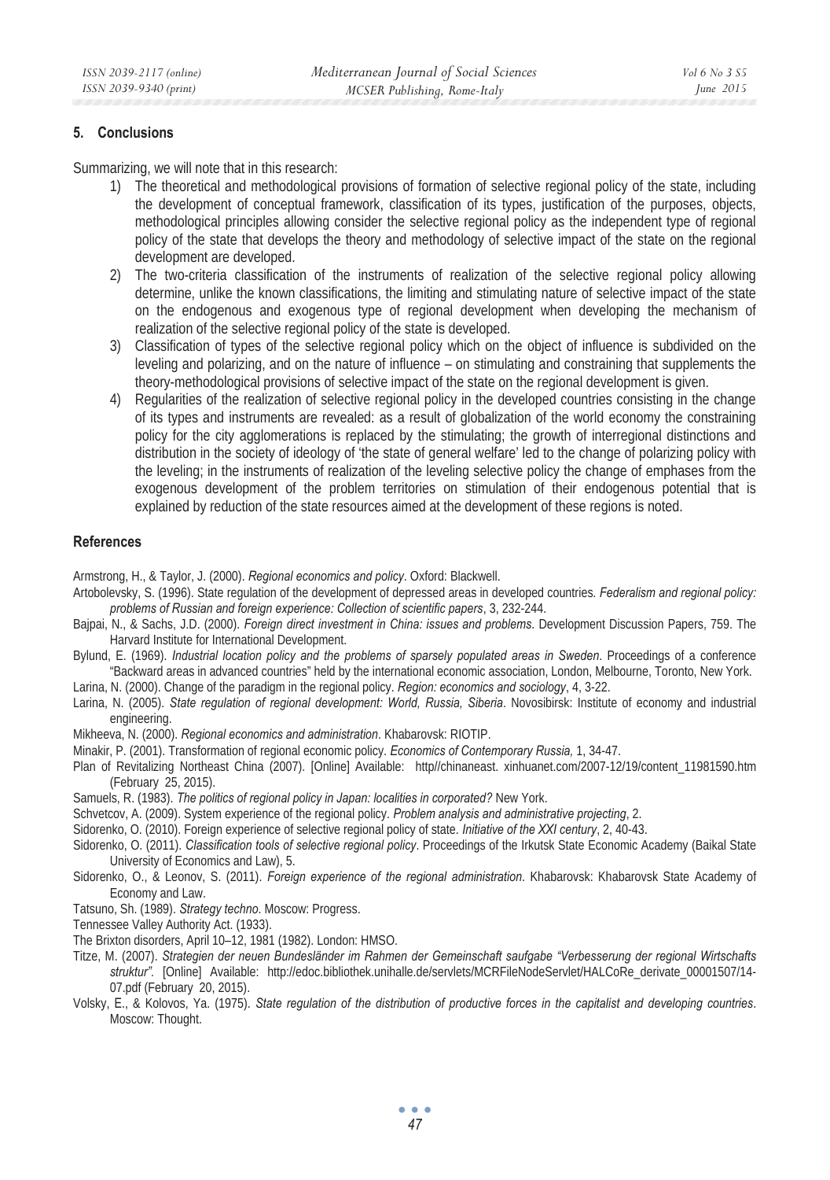## 5. Conclusions

Summarizing, we will note that in this research:

1) The theoretical and methodological provisions of formation of selective regional policy of the state, including the development of conceptual framework, classification of its types, justification of the purposes, objects, methodological principles allowing consider the selective regional policy as the independent type of regional policy of the state that develops the theory and methodology of selective impact of the state on the regional development are developed.
2) The two-criteria classification of the instruments of realization of the selective regional policy allowing determine, unlike the known classifications, the limiting and stimulating nature of selective impact of the state on the endogenous and exogenous type of regional development when developing the mechanism of realization of the selective regional policy of the state is developed.
3) Classification of types of the selective regional policy which on the object of influence is subdivided on the leveling and polarizing, and on the nature of influence – on stimulating and constraining that supplements the theory-methodological provisions of selective impact of the state on the regional development is given.
4) Regularities of the realization of selective regional policy in the developed countries consisting in the change of its types and instruments are revealed: as a result of globalization of the world economy the constraining policy for the city agglomerations is replaced by the stimulating; the growth of interregional distinctions and distribution in the society of ideology of 'the state of general welfare' led to the change of polarizing policy with the leveling; in the instruments of realization of the leveling selective policy the change of emphases from the exogenous development of the problem territories on stimulation of their endogenous potential that is explained by reduction of the state resources aimed at the development of these regions is noted.

## References

Armstrong, H., & Taylor, J. (2000). *Regional economics and policy*. Oxford: Blackwell.

Artobolevsky, S. (1996). State regulation of the development of depressed areas in developed countries. *Federalism and regional policy: problems of Russian and foreign experience: Collection of scientific papers*, 3, 232-244.

Bajpai, N., & Sachs, J.D. (2000). *Foreign direct investment in China: issues and problems*. Development Discussion Papers, 759. The Harvard Institute for International Development.

Bylund, E. (1969). *Industrial location policy and the problems of sparsely populated areas in Sweden*. Proceedings of a conference "Backward areas in advanced countries" held by the international economic association, London, Melbourne, Toronto, New York.

Larina, N. (2000). Change of the paradigm in the regional policy. *Region: economics and sociology*, 4, 3-22.

Larina, N. (2005). *State regulation of regional development: World, Russia, Siberia*. Novosibirsk: Institute of economy and industrial engineering.

Mikheeva, N. (2000). *Regional economics and administration*. Khabarovsk: RIOTIP.

Minakir, P. (2001). Transformation of regional economic policy. *Economics of Contemporary Russia,* 1, 34-47.

Plan of Revitalizing Northeast China (2007). [Online] Available: http//chinaneast. xinhuanet.com/2007-12/19/content_11981590.htm (February 25, 2015).

Samuels, R. (1983). *The politics of regional policy in Japan: localities in corporated?* New York.

Schvetcov, A. (2009). System experience of the regional policy. *Problem analysis and administrative projecting*, 2.

Sidorenko, O. (2010). Foreign experience of selective regional policy of state. *Initiative of the XXI century*, 2, 40-43.

Sidorenko, O. (2011). *Classification tools of selective regional policy*. Proceedings of the Irkutsk State Economic Academy (Baikal State University of Economics and Law), 5.

Sidorenko, O., & Leonov, S. (2011). *Foreign experience of the regional administration*. Khabarovsk: Khabarovsk State Academy of Economy and Law.

Tatsuno, Sh. (1989). *Strategy techno*. Moscow: Progress.

Tennessee Valley Authority Act. (1933).

The Brixton disorders, April 10–12, 1981 (1982). London: HMSO.

Titze, M. (2007). *Strategien der neuen Bundesländer im Rahmen der Gemeinschaft saufgabe "Verbesserung der regional Wirtschafts struktur"*. [Online] Available: http://edoc.bibliothek.unihalle.de/servlets/MCRFileNodeServlet/HALCoRe_derivate_00001507/14-07.pdf (February 20, 2015).

Volsky, E., & Kolovos, Ya. (1975). *State regulation of the distribution of productive forces in the capitalist and developing countries*. Moscow: Thought.